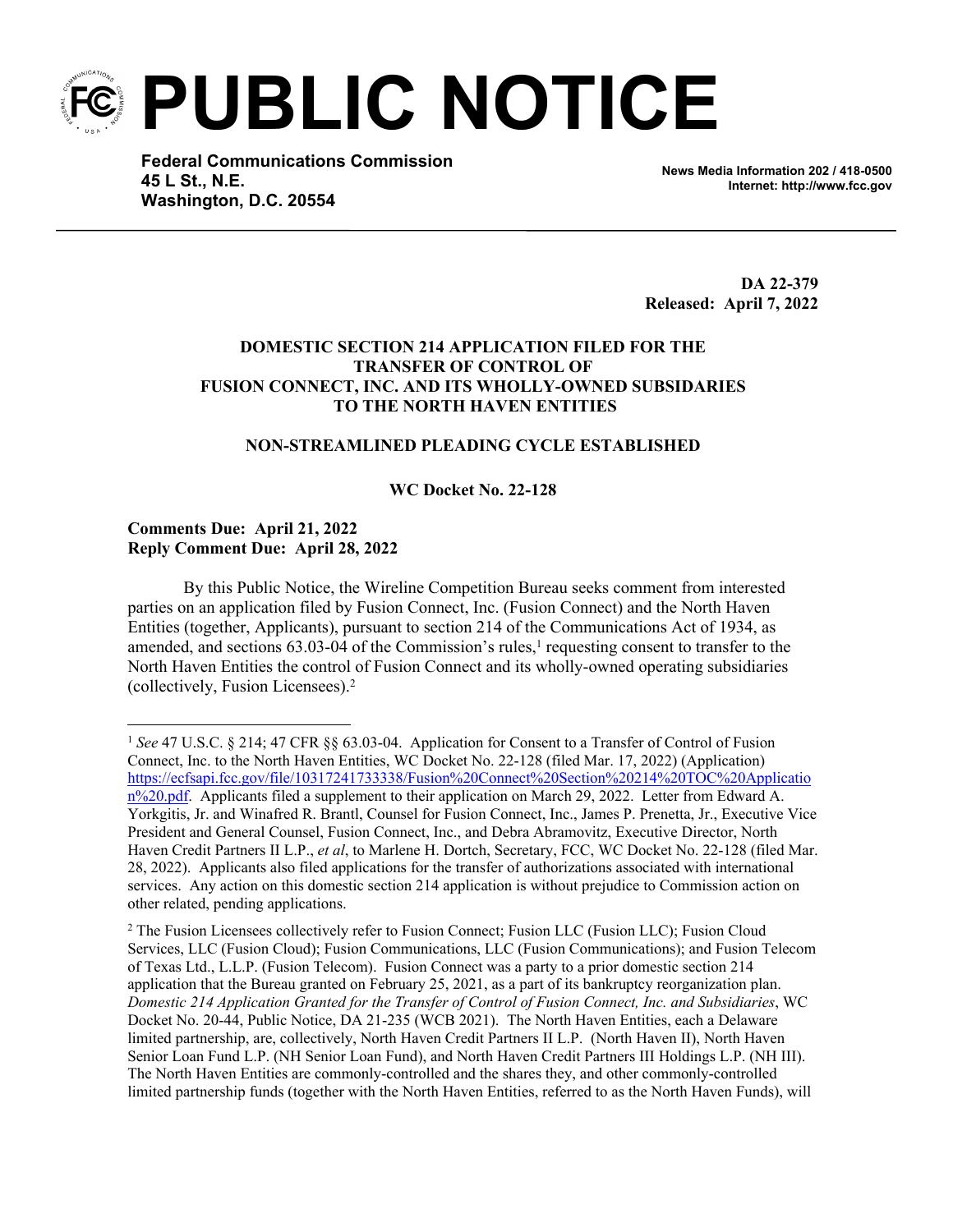# PUBLIC NOTICE

**Federal Communications Commission**
**45 L St., N.E.**
**Washington, D.C. 20554**

**News Media Information 202 / 418-0500**
**Internet: http://www.fcc.gov**

**DA 22-379**
**Released: April 7, 2022**

**DOMESTIC SECTION 214 APPLICATION FILED FOR THE TRANSFER OF CONTROL OF FUSION CONNECT, INC. AND ITS WHOLLY-OWNED SUBSIDARIES TO THE NORTH HAVEN ENTITIES**

**NON-STREAMLINED PLEADING CYCLE ESTABLISHED**

**WC Docket No. 22-128**

**Comments Due: April 21, 2022**
**Reply Comment Due: April 28, 2022**

By this Public Notice, the Wireline Competition Bureau seeks comment from interested parties on an application filed by Fusion Connect, Inc. (Fusion Connect) and the North Haven Entities (together, Applicants), pursuant to section 214 of the Communications Act of 1934, as amended, and sections 63.03-04 of the Commission's rules,[1] requesting consent to transfer to the North Haven Entities the control of Fusion Connect and its wholly-owned operating subsidiaries (collectively, Fusion Licensees).[2]

---

[1] *See* 47 U.S.C. § 214; 47 CFR §§ 63.03-04. Application for Consent to a Transfer of Control of Fusion Connect, Inc. to the North Haven Entities, WC Docket No. 22-128 (filed Mar. 17, 2022) (Application) https://ecfsapi.fcc.gov/file/10317241733338/Fusion%20Connect%20Section%20214%20TOC%20Application%20.pdf. Applicants filed a supplement to their application on March 29, 2022. Letter from Edward A. Yorkgitis, Jr. and Winafred R. Brantl, Counsel for Fusion Connect, Inc., James P. Prenetta, Jr., Executive Vice President and General Counsel, Fusion Connect, Inc., and Debra Abramovitz, Executive Director, North Haven Credit Partners II L.P., *et al*, to Marlene H. Dortch, Secretary, FCC, WC Docket No. 22-128 (filed Mar. 28, 2022). Applicants also filed applications for the transfer of authorizations associated with international services. Any action on this domestic section 214 application is without prejudice to Commission action on other related, pending applications.

[2] The Fusion Licensees collectively refer to Fusion Connect; Fusion LLC (Fusion LLC); Fusion Cloud Services, LLC (Fusion Cloud); Fusion Communications, LLC (Fusion Communications); and Fusion Telecom of Texas Ltd., L.L.P. (Fusion Telecom). Fusion Connect was a party to a prior domestic section 214 application that the Bureau granted on February 25, 2021, as a part of its bankruptcy reorganization plan. *Domestic 214 Application Granted for the Transfer of Control of Fusion Connect, Inc. and Subsidiaries*, WC Docket No. 20-44, Public Notice, DA 21-235 (WCB 2021). The North Haven Entities, each a Delaware limited partnership, are, collectively, North Haven Credit Partners II L.P. (North Haven II), North Haven Senior Loan Fund L.P. (NH Senior Loan Fund), and North Haven Credit Partners III Holdings L.P. (NH III). The North Haven Entities are commonly-controlled and the shares they, and other commonly-controlled limited partnership funds (together with the North Haven Entities, referred to as the North Haven Funds), will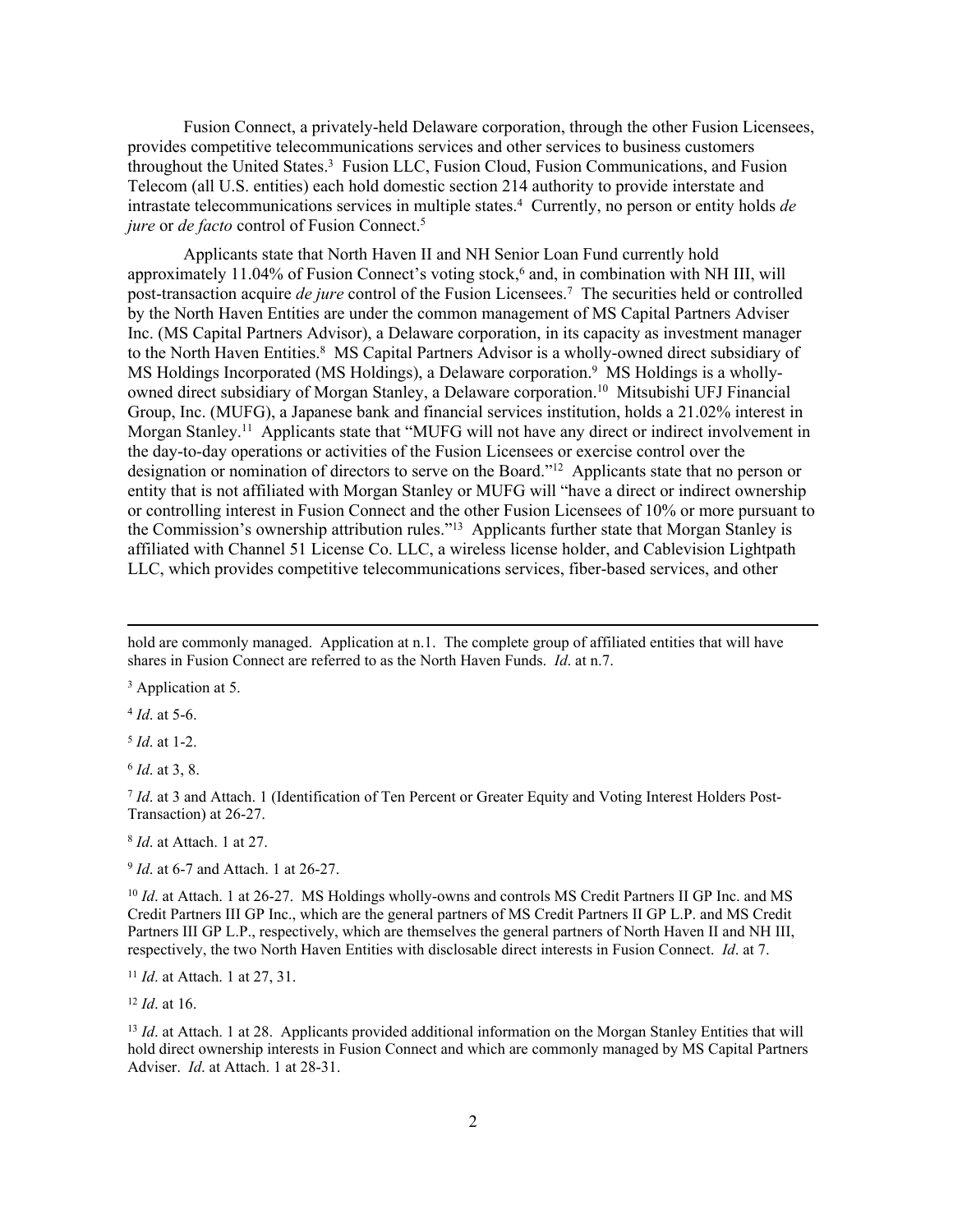Fusion Connect, a privately-held Delaware corporation, through the other Fusion Licensees, provides competitive telecommunications services and other services to business customers throughout the United States.[3] Fusion LLC, Fusion Cloud, Fusion Communications, and Fusion Telecom (all U.S. entities) each hold domestic section 214 authority to provide interstate and intrastate telecommunications services in multiple states.[4] Currently, no person or entity holds *de jure* or *de facto* control of Fusion Connect.[5]

Applicants state that North Haven II and NH Senior Loan Fund currently hold approximately 11.04% of Fusion Connect's voting stock,[6] and, in combination with NH III, will post-transaction acquire *de jure* control of the Fusion Licensees.[7] The securities held or controlled by the North Haven Entities are under the common management of MS Capital Partners Adviser Inc. (MS Capital Partners Advisor), a Delaware corporation, in its capacity as investment manager to the North Haven Entities.[8] MS Capital Partners Advisor is a wholly-owned direct subsidiary of MS Holdings Incorporated (MS Holdings), a Delaware corporation.[9] MS Holdings is a wholly-owned direct subsidiary of Morgan Stanley, a Delaware corporation.[10] Mitsubishi UFJ Financial Group, Inc. (MUFG), a Japanese bank and financial services institution, holds a 21.02% interest in Morgan Stanley.[11] Applicants state that "MUFG will not have any direct or indirect involvement in the day-to-day operations or activities of the Fusion Licensees or exercise control over the designation or nomination of directors to serve on the Board."[12] Applicants state that no person or entity that is not affiliated with Morgan Stanley or MUFG will "have a direct or indirect ownership or controlling interest in Fusion Connect and the other Fusion Licensees of 10% or more pursuant to the Commission's ownership attribution rules."[13] Applicants further state that Morgan Stanley is affiliated with Channel 51 License Co. LLC, a wireless license holder, and Cablevision Lightpath LLC, which provides competitive telecommunications services, fiber-based services, and other

---

hold are commonly managed. Application at n.1. The complete group of affiliated entities that will have shares in Fusion Connect are referred to as the North Haven Funds. *Id*. at n.7.

[3] Application at 5.

[4] *Id*. at 5-6.

[5] *Id*. at 1-2.

[6] *Id*. at 3, 8.

[7] *Id*. at 3 and Attach. 1 (Identification of Ten Percent or Greater Equity and Voting Interest Holders Post-Transaction) at 26-27.

[8] *Id*. at Attach. 1 at 27.

[9] *Id*. at 6-7 and Attach. 1 at 26-27.

[10] *Id*. at Attach. 1 at 26-27. MS Holdings wholly-owns and controls MS Credit Partners II GP Inc. and MS Credit Partners III GP Inc., which are the general partners of MS Credit Partners II GP L.P. and MS Credit Partners III GP L.P., respectively, which are themselves the general partners of North Haven II and NH III, respectively, the two North Haven Entities with disclosable direct interests in Fusion Connect. *Id*. at 7.

[11] *Id*. at Attach. 1 at 27, 31.

[12] *Id*. at 16.

[13] *Id*. at Attach. 1 at 28. Applicants provided additional information on the Morgan Stanley Entities that will hold direct ownership interests in Fusion Connect and which are commonly managed by MS Capital Partners Adviser. *Id*. at Attach. 1 at 28-31.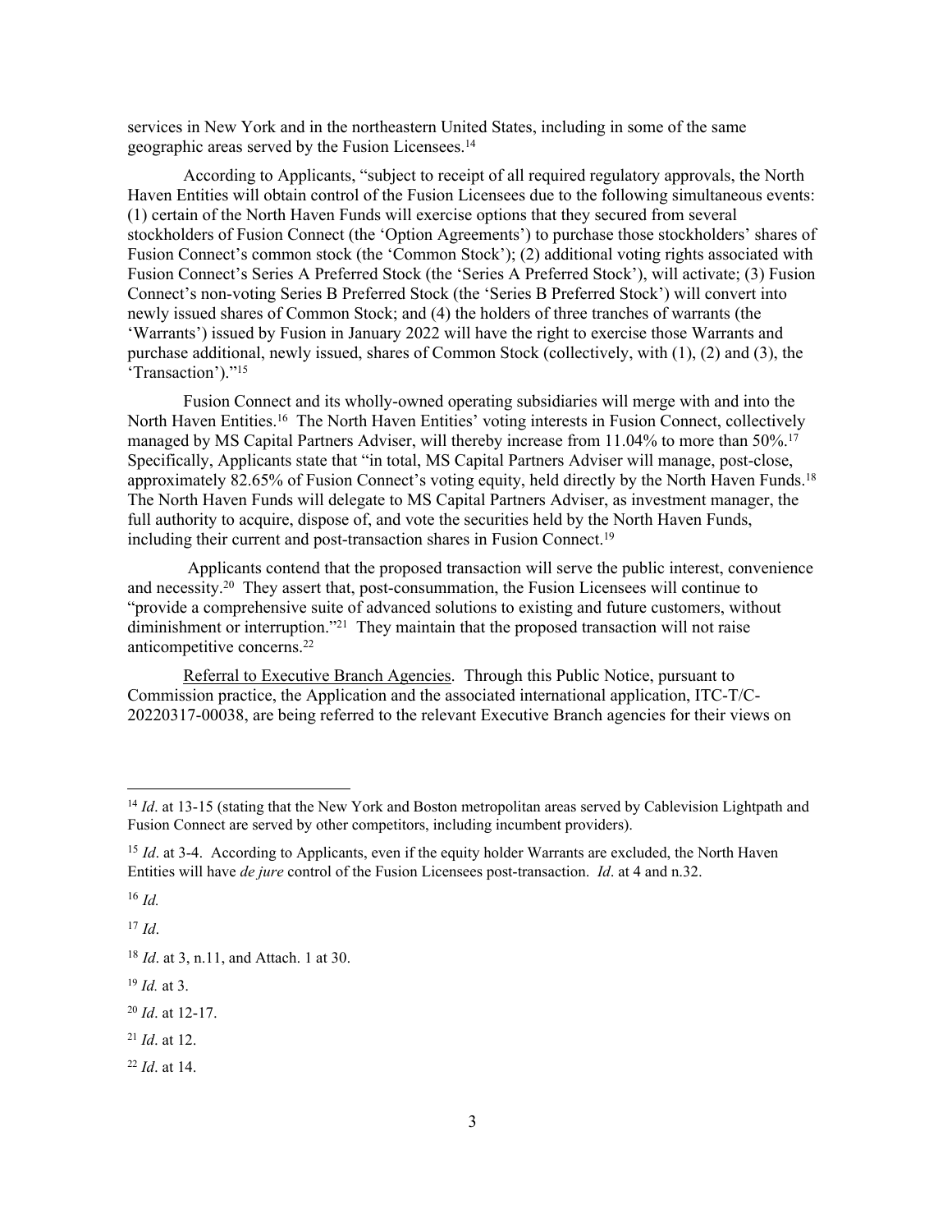services in New York and in the northeastern United States, including in some of the same geographic areas served by the Fusion Licensees.[14]

According to Applicants, "subject to receipt of all required regulatory approvals, the North Haven Entities will obtain control of the Fusion Licensees due to the following simultaneous events: (1) certain of the North Haven Funds will exercise options that they secured from several stockholders of Fusion Connect (the 'Option Agreements') to purchase those stockholders' shares of Fusion Connect's common stock (the 'Common Stock'); (2) additional voting rights associated with Fusion Connect's Series A Preferred Stock (the 'Series A Preferred Stock'), will activate; (3) Fusion Connect's non-voting Series B Preferred Stock (the 'Series B Preferred Stock') will convert into newly issued shares of Common Stock; and (4) the holders of three tranches of warrants (the 'Warrants') issued by Fusion in January 2022 will have the right to exercise those Warrants and purchase additional, newly issued, shares of Common Stock (collectively, with (1), (2) and (3), the 'Transaction')."[15]

Fusion Connect and its wholly-owned operating subsidiaries will merge with and into the North Haven Entities.[16] The North Haven Entities' voting interests in Fusion Connect, collectively managed by MS Capital Partners Adviser, will thereby increase from 11.04% to more than 50%.[17] Specifically, Applicants state that "in total, MS Capital Partners Adviser will manage, post-close, approximately 82.65% of Fusion Connect's voting equity, held directly by the North Haven Funds.[18] The North Haven Funds will delegate to MS Capital Partners Adviser, as investment manager, the full authority to acquire, dispose of, and vote the securities held by the North Haven Funds, including their current and post-transaction shares in Fusion Connect.[19]

Applicants contend that the proposed transaction will serve the public interest, convenience and necessity.[20] They assert that, post-consummation, the Fusion Licensees will continue to "provide a comprehensive suite of advanced solutions to existing and future customers, without diminishment or interruption."[21] They maintain that the proposed transaction will not raise anticompetitive concerns.[22]

Referral to Executive Branch Agencies. Through this Public Notice, pursuant to Commission practice, the Application and the associated international application, ITC-T/C-20220317-00038, are being referred to the relevant Executive Branch agencies for their views on

---

[14] *Id*. at 13-15 (stating that the New York and Boston metropolitan areas served by Cablevision Lightpath and Fusion Connect are served by other competitors, including incumbent providers).

[15] *Id*. at 3-4. According to Applicants, even if the equity holder Warrants are excluded, the North Haven Entities will have *de jure* control of the Fusion Licensees post-transaction. *Id*. at 4 and n.32.

[16] *Id.*

[17] *Id*.

[18] *Id*. at 3, n.11, and Attach. 1 at 30.

[19] *Id.* at 3.

[20] *Id*. at 12-17.

[21] *Id*. at 12.

[22] *Id*. at 14.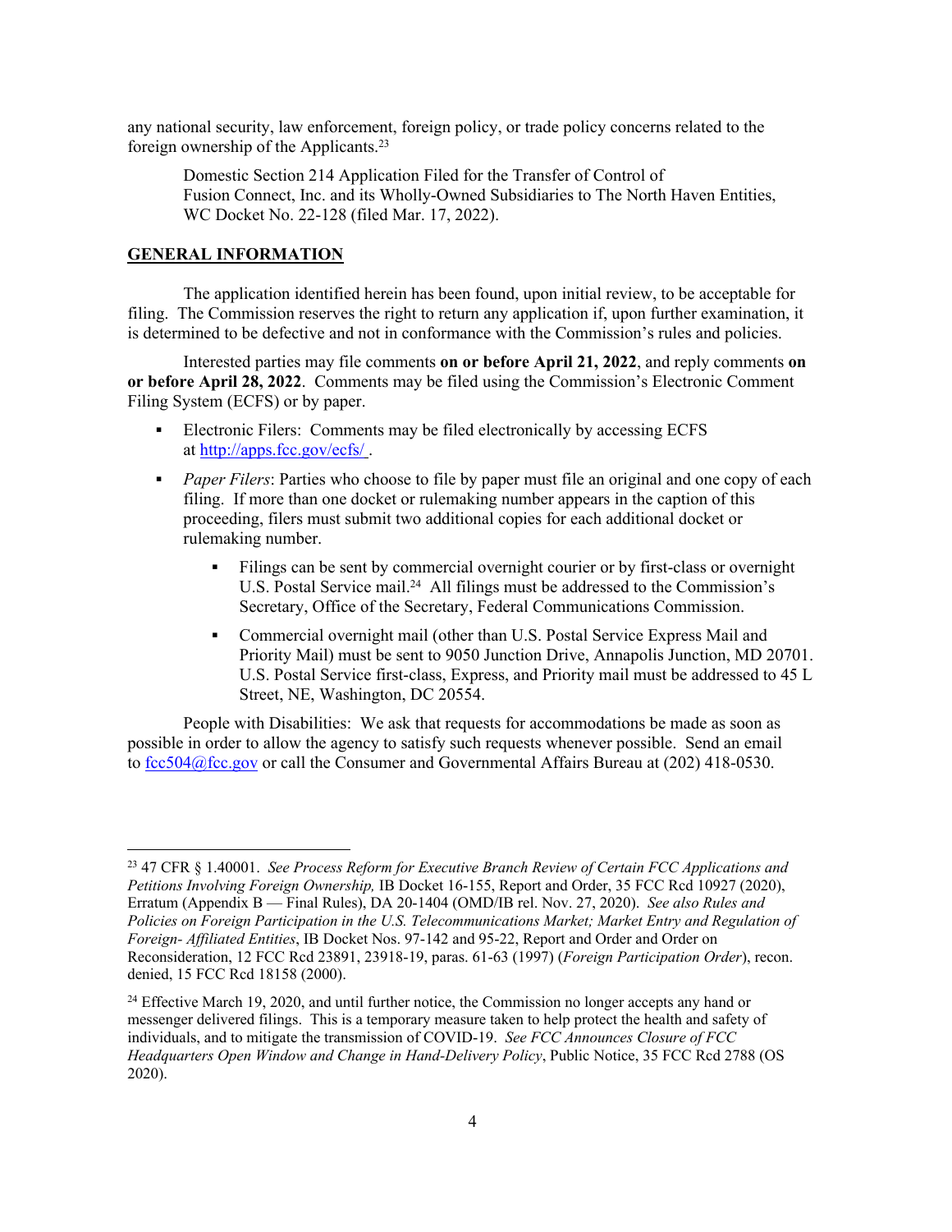any national security, law enforcement, foreign policy, or trade policy concerns related to the foreign ownership of the Applicants.[23]

> Domestic Section 214 Application Filed for the Transfer of Control of Fusion Connect, Inc. and its Wholly-Owned Subsidiaries to The North Haven Entities, WC Docket No. 22-128 (filed Mar. 17, 2022).

**GENERAL INFORMATION**

The application identified herein has been found, upon initial review, to be acceptable for filing. The Commission reserves the right to return any application if, upon further examination, it is determined to be defective and not in conformance with the Commission's rules and policies.

Interested parties may file comments **on or before April 21, 2022**, and reply comments **on or before April 28, 2022**. Comments may be filed using the Commission's Electronic Comment Filing System (ECFS) or by paper.

- Electronic Filers: Comments may be filed electronically by accessing ECFS at http://apps.fcc.gov/ecfs/ .
- *Paper Filers*: Parties who choose to file by paper must file an original and one copy of each filing. If more than one docket or rulemaking number appears in the caption of this proceeding, filers must submit two additional copies for each additional docket or rulemaking number.
  - Filings can be sent by commercial overnight courier or by first-class or overnight U.S. Postal Service mail.[24] All filings must be addressed to the Commission's Secretary, Office of the Secretary, Federal Communications Commission.
  - Commercial overnight mail (other than U.S. Postal Service Express Mail and Priority Mail) must be sent to 9050 Junction Drive, Annapolis Junction, MD 20701. U.S. Postal Service first-class, Express, and Priority mail must be addressed to 45 L Street, NE, Washington, DC 20554.

People with Disabilities: We ask that requests for accommodations be made as soon as possible in order to allow the agency to satisfy such requests whenever possible. Send an email to fcc504@fcc.gov or call the Consumer and Governmental Affairs Bureau at (202) 418-0530.

---

[23] 47 CFR § 1.40001. *See Process Reform for Executive Branch Review of Certain FCC Applications and Petitions Involving Foreign Ownership,* IB Docket 16-155, Report and Order, 35 FCC Rcd 10927 (2020), Erratum (Appendix B — Final Rules), DA 20-1404 (OMD/IB rel. Nov. 27, 2020). *See also Rules and Policies on Foreign Participation in the U.S. Telecommunications Market; Market Entry and Regulation of Foreign- Affiliated Entities*, IB Docket Nos. 97-142 and 95-22, Report and Order and Order on Reconsideration, 12 FCC Rcd 23891, 23918-19, paras. 61-63 (1997) (*Foreign Participation Order*), recon. denied, 15 FCC Rcd 18158 (2000).

[24] Effective March 19, 2020, and until further notice, the Commission no longer accepts any hand or messenger delivered filings. This is a temporary measure taken to help protect the health and safety of individuals, and to mitigate the transmission of COVID-19. *See FCC Announces Closure of FCC Headquarters Open Window and Change in Hand-Delivery Policy*, Public Notice, 35 FCC Rcd 2788 (OS 2020).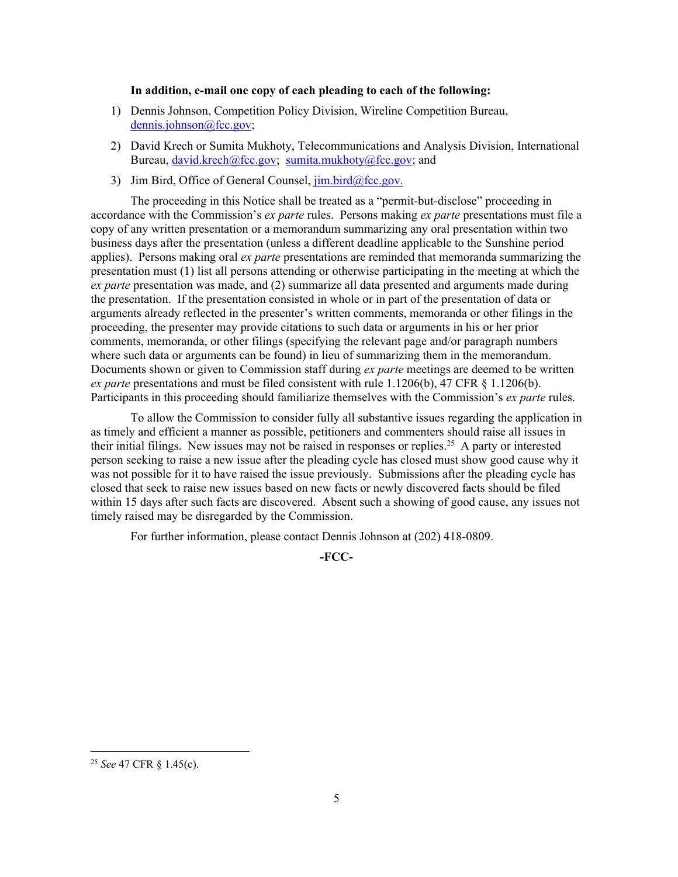**In addition, e-mail one copy of each pleading to each of the following:**

1) Dennis Johnson, Competition Policy Division, Wireline Competition Bureau, dennis.johnson@fcc.gov;
2) David Krech or Sumita Mukhoty, Telecommunications and Analysis Division, International Bureau, david.krech@fcc.gov; sumita.mukhoty@fcc.gov; and
3) Jim Bird, Office of General Counsel, jim.bird@fcc.gov.

The proceeding in this Notice shall be treated as a "permit-but-disclose" proceeding in accordance with the Commission's *ex parte* rules. Persons making *ex parte* presentations must file a copy of any written presentation or a memorandum summarizing any oral presentation within two business days after the presentation (unless a different deadline applicable to the Sunshine period applies). Persons making oral *ex parte* presentations are reminded that memoranda summarizing the presentation must (1) list all persons attending or otherwise participating in the meeting at which the *ex parte* presentation was made, and (2) summarize all data presented and arguments made during the presentation. If the presentation consisted in whole or in part of the presentation of data or arguments already reflected in the presenter's written comments, memoranda or other filings in the proceeding, the presenter may provide citations to such data or arguments in his or her prior comments, memoranda, or other filings (specifying the relevant page and/or paragraph numbers where such data or arguments can be found) in lieu of summarizing them in the memorandum. Documents shown or given to Commission staff during *ex parte* meetings are deemed to be written *ex parte* presentations and must be filed consistent with rule 1.1206(b), 47 CFR § 1.1206(b). Participants in this proceeding should familiarize themselves with the Commission's *ex parte* rules.

To allow the Commission to consider fully all substantive issues regarding the application in as timely and efficient a manner as possible, petitioners and commenters should raise all issues in their initial filings. New issues may not be raised in responses or replies.[25] A party or interested person seeking to raise a new issue after the pleading cycle has closed must show good cause why it was not possible for it to have raised the issue previously. Submissions after the pleading cycle has closed that seek to raise new issues based on new facts or newly discovered facts should be filed within 15 days after such facts are discovered. Absent such a showing of good cause, any issues not timely raised may be disregarded by the Commission.

For further information, please contact Dennis Johnson at (202) 418-0809.

**-FCC-**

---

[25] *See* 47 CFR § 1.45(c).